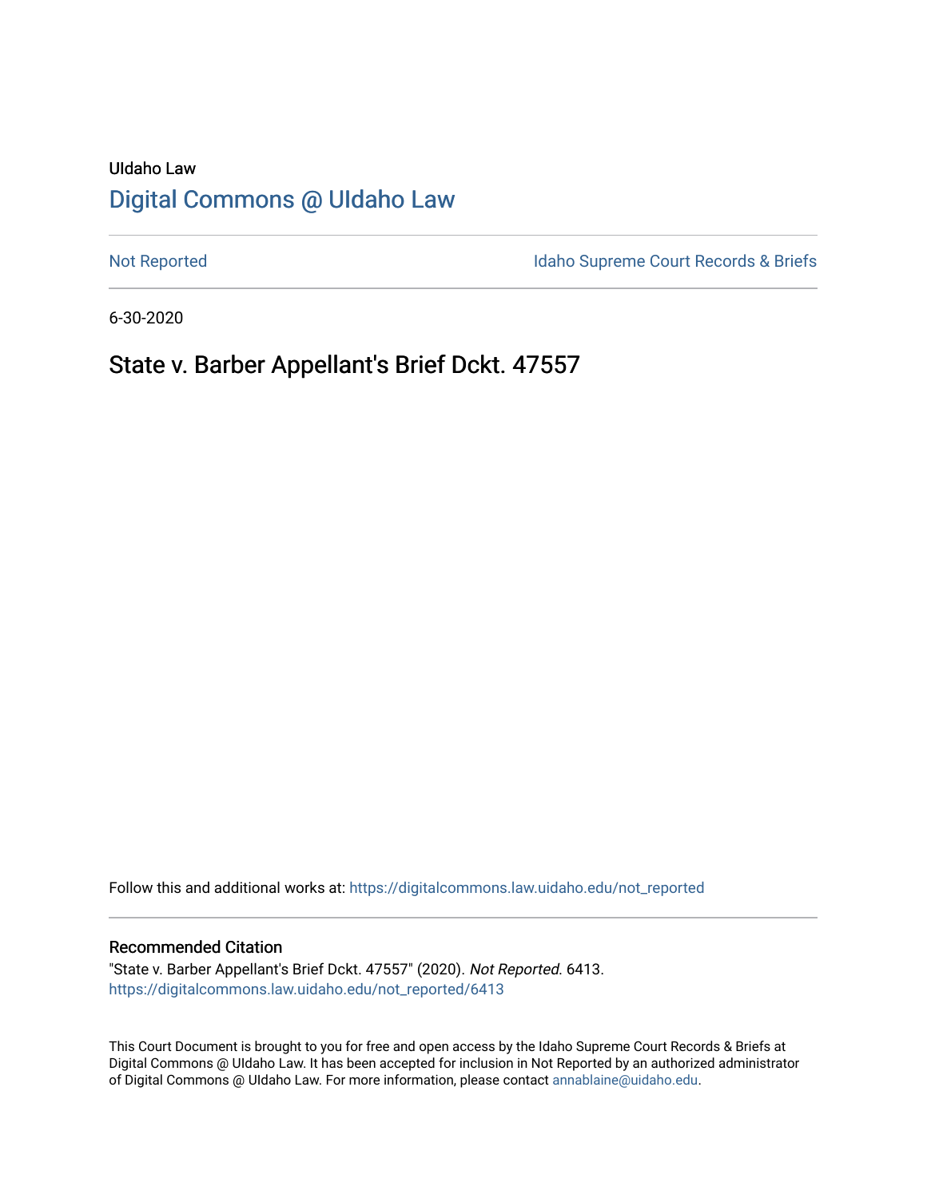UIdaho Law

# Digital Commons @ UIdaho Law

Not Reported

Idaho Supreme Court Records & Briefs

6-30-2020

## State v. Barber Appellant's Brief Dckt. 47557

Follow this and additional works at: https://digitalcommons.law.uidaho.edu/not_reported

### Recommended Citation

"State v. Barber Appellant's Brief Dckt. 47557" (2020). *Not Reported*. 6413.
https://digitalcommons.law.uidaho.edu/not_reported/6413

This Court Document is brought to you for free and open access by the Idaho Supreme Court Records & Briefs at Digital Commons @ UIdaho Law. It has been accepted for inclusion in Not Reported by an authorized administrator of Digital Commons @ UIdaho Law. For more information, please contact annablaine@uidaho.edu.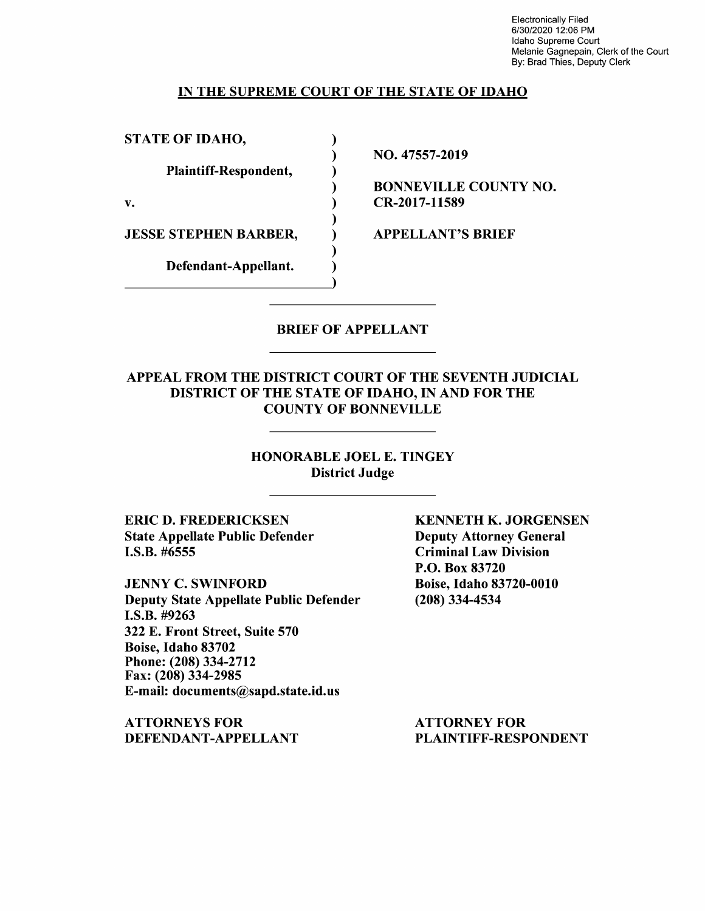Electronically Filed
6/30/2020 12:06 PM
Idaho Supreme Court
Melanie Gagnepain, Clerk of the Court
By: Brad Thies, Deputy Clerk

**IN THE SUPREME COURT OF THE STATE OF IDAHO**

| | |
|---|---|
| **STATE OF IDAHO,** | |
| **Plaintiff-Respondent,** | **NO. 47557-2019** |
| **v.** | **BONNEVILLE COUNTY NO. CR-2017-11589** |
| **JESSE STEPHEN BARBER,** | **APPELLANT'S BRIEF** |
| **Defendant-Appellant.** | |

**BRIEF OF APPELLANT**

**APPEAL FROM THE DISTRICT COURT OF THE SEVENTH JUDICIAL DISTRICT OF THE STATE OF IDAHO, IN AND FOR THE COUNTY OF BONNEVILLE**

**HONORABLE JOEL E. TINGEY**
**District Judge**

**ERIC D. FREDERICKSEN**
**State Appellate Public Defender**
**I.S.B. #6555**

**JENNY C. SWINFORD**
**Deputy State Appellate Public Defender**
**I.S.B. #9263**
**322 E. Front Street, Suite 570**
**Boise, Idaho 83702**
**Phone: (208) 334-2712**
**Fax: (208) 334-2985**
**E-mail: documents@sapd.state.id.us**

**ATTORNEYS FOR DEFENDANT-APPELLANT**

**KENNETH K. JORGENSEN**
**Deputy Attorney General**
**Criminal Law Division**
**P.O. Box 83720**
**Boise, Idaho 83720-0010**
**(208) 334-4534**

**ATTORNEY FOR PLAINTIFF-RESPONDENT**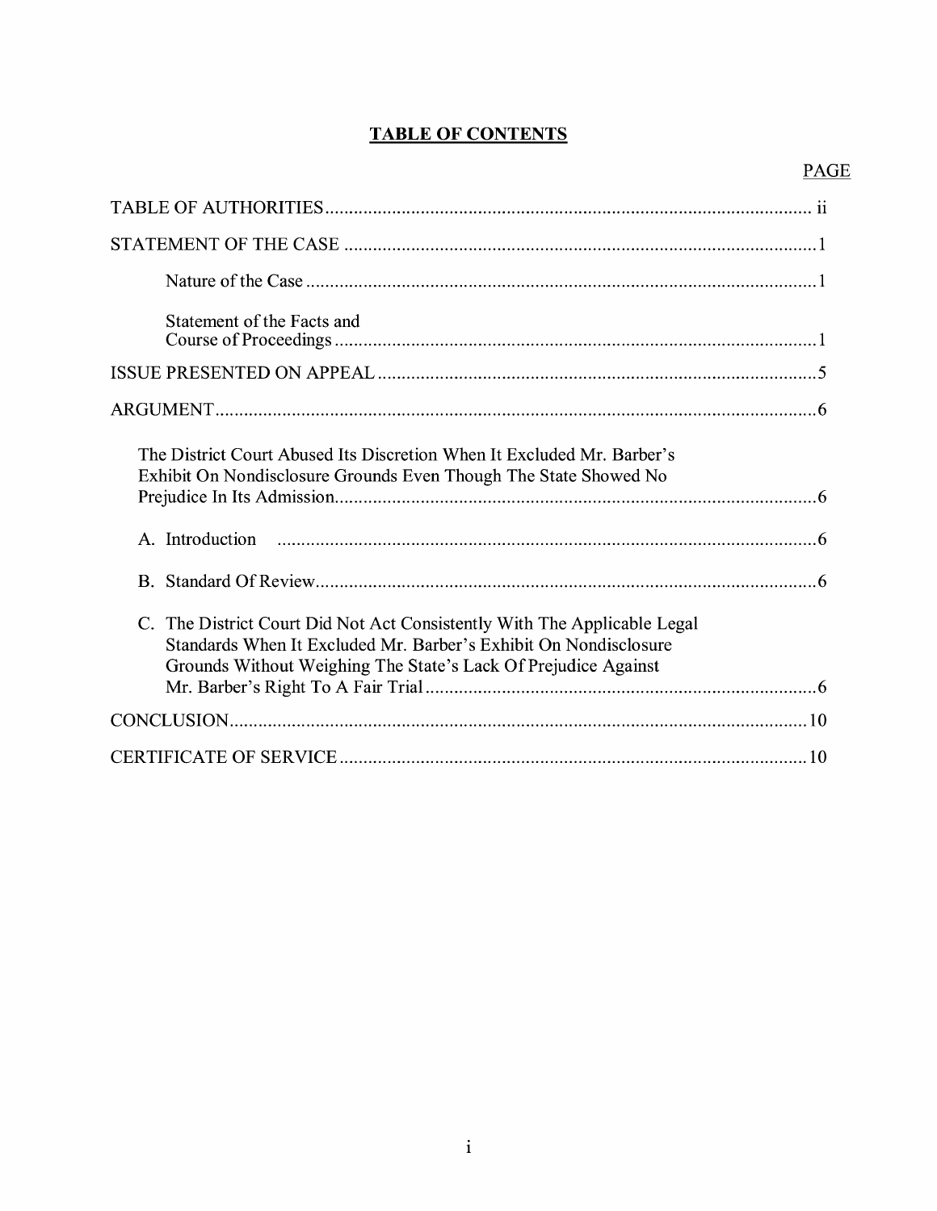# TABLE OF CONTENTS

| | PAGE |
|---|---|
| TABLE OF AUTHORITIES | ii |
| STATEMENT OF THE CASE | 1 |
| Nature of the Case | 1 |
| Statement of the Facts and Course of Proceedings | 1 |
| ISSUE PRESENTED ON APPEAL | 5 |
| ARGUMENT | 6 |
| The District Court Abused Its Discretion When It Excluded Mr. Barber's Exhibit On Nondisclosure Grounds Even Though The State Showed No Prejudice In Its Admission | 6 |
| A. Introduction | 6 |
| B. Standard Of Review | 6 |
| C. The District Court Did Not Act Consistently With The Applicable Legal Standards When It Excluded Mr. Barber's Exhibit On Nondisclosure Grounds Without Weighing The State's Lack Of Prejudice Against Mr. Barber's Right To A Fair Trial | 6 |
| CONCLUSION | 10 |
| CERTIFICATE OF SERVICE | 10 |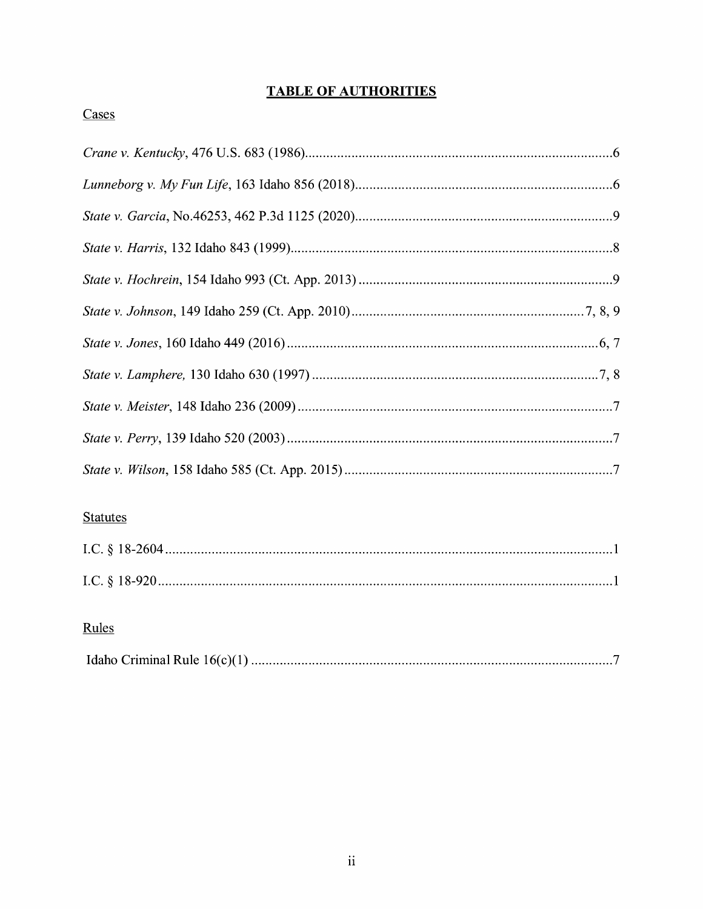# **TABLE OF AUTHORITIES**

Cases

*Crane v. Kentucky*, 476 U.S. 683 (1986) .......... 6

*Lunneborg v. My Fun Life*, 163 Idaho 856 (2018) .......... 6

*State v. Garcia*, No.46253, 462 P.3d 1125 (2020) .......... 9

*State v. Harris*, 132 Idaho 843 (1999) .......... 8

*State v. Hochrein*, 154 Idaho 993 (Ct. App. 2013) .......... 9

*State v. Johnson*, 149 Idaho 259 (Ct. App. 2010) .......... 7, 8, 9

*State v. Jones*, 160 Idaho 449 (2016) .......... 6, 7

*State v. Lamphere,* 130 Idaho 630 (1997) .......... 7, 8

*State v. Meister*, 148 Idaho 236 (2009) .......... 7

*State v. Perry*, 139 Idaho 520 (2003) .......... 7

*State v. Wilson*, 158 Idaho 585 (Ct. App. 2015) .......... 7

Statutes

I.C. § 18-2604 .......... 1

I.C. § 18-920 .......... 1

Rules

Idaho Criminal Rule 16(c)(1) .......... 7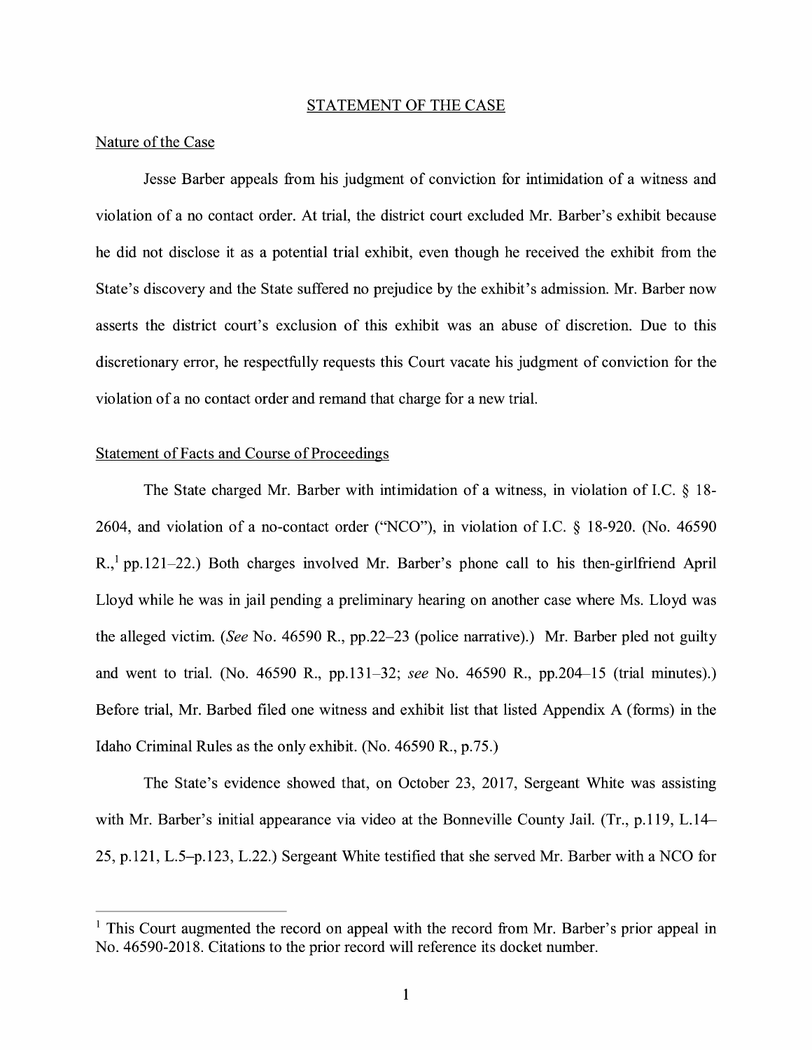## STATEMENT OF THE CASE

### Nature of the Case

Jesse Barber appeals from his judgment of conviction for intimidation of a witness and violation of a no contact order. At trial, the district court excluded Mr. Barber's exhibit because he did not disclose it as a potential trial exhibit, even though he received the exhibit from the State's discovery and the State suffered no prejudice by the exhibit's admission. Mr. Barber now asserts the district court's exclusion of this exhibit was an abuse of discretion. Due to this discretionary error, he respectfully requests this Court vacate his judgment of conviction for the violation of a no contact order and remand that charge for a new trial.

### Statement of Facts and Course of Proceedings

The State charged Mr. Barber with intimidation of a witness, in violation of I.C. § 18-2604, and violation of a no-contact order ("NCO"), in violation of I.C. § 18-920. (No. 46590 R.,[1] pp.121–22.) Both charges involved Mr. Barber's phone call to his then-girlfriend April Lloyd while he was in jail pending a preliminary hearing on another case where Ms. Lloyd was the alleged victim. (*See* No. 46590 R., pp.22–23 (police narrative).) Mr. Barber pled not guilty and went to trial. (No. 46590 R., pp.131–32; *see* No. 46590 R., pp.204–15 (trial minutes).) Before trial, Mr. Barbed filed one witness and exhibit list that listed Appendix A (forms) in the Idaho Criminal Rules as the only exhibit. (No. 46590 R., p.75.)

The State's evidence showed that, on October 23, 2017, Sergeant White was assisting with Mr. Barber's initial appearance via video at the Bonneville County Jail. (Tr., p.119, L.14–25, p.121, L.5–p.123, L.22.) Sergeant White testified that she served Mr. Barber with a NCO for

[1] This Court augmented the record on appeal with the record from Mr. Barber's prior appeal in No. 46590-2018. Citations to the prior record will reference its docket number.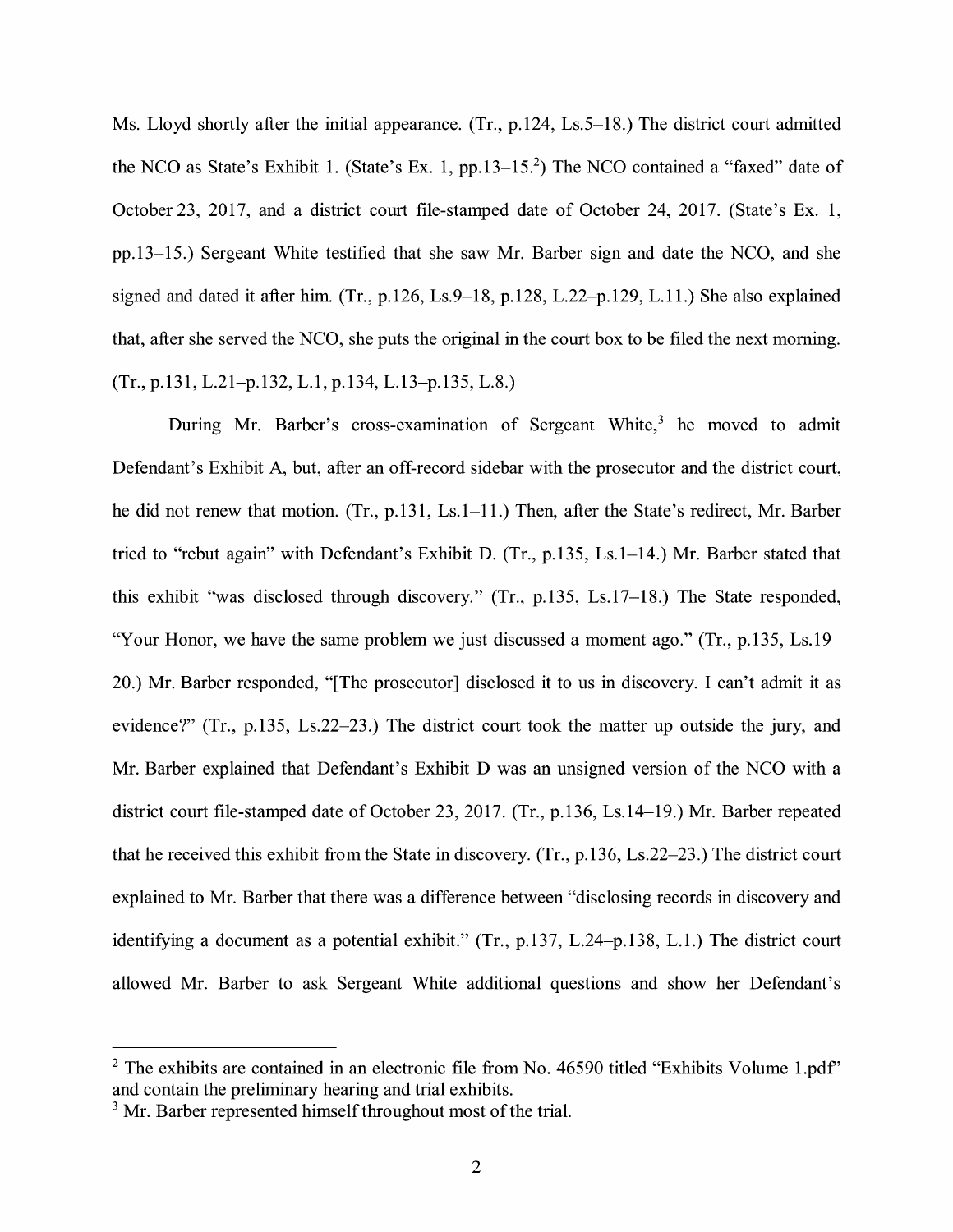Ms. Lloyd shortly after the initial appearance. (Tr., p.124, Ls.5–18.) The district court admitted the NCO as State's Exhibit 1. (State's Ex. 1, pp.13–15.[2]) The NCO contained a "faxed" date of October 23, 2017, and a district court file-stamped date of October 24, 2017. (State's Ex. 1, pp.13–15.) Sergeant White testified that she saw Mr. Barber sign and date the NCO, and she signed and dated it after him. (Tr., p.126, Ls.9–18, p.128, L.22–p.129, L.11.) She also explained that, after she served the NCO, she puts the original in the court box to be filed the next morning. (Tr., p.131, L.21–p.132, L.1, p.134, L.13–p.135, L.8.)

During Mr. Barber's cross-examination of Sergeant White,[3] he moved to admit Defendant's Exhibit A, but, after an off-record sidebar with the prosecutor and the district court, he did not renew that motion. (Tr., p.131, Ls.1–11.) Then, after the State's redirect, Mr. Barber tried to "rebut again" with Defendant's Exhibit D. (Tr., p.135, Ls.1–14.) Mr. Barber stated that this exhibit "was disclosed through discovery." (Tr., p.135, Ls.17–18.) The State responded, "Your Honor, we have the same problem we just discussed a moment ago." (Tr., p.135, Ls.19–20.) Mr. Barber responded, "[The prosecutor] disclosed it to us in discovery. I can't admit it as evidence?" (Tr., p.135, Ls.22–23.) The district court took the matter up outside the jury, and Mr. Barber explained that Defendant's Exhibit D was an unsigned version of the NCO with a district court file-stamped date of October 23, 2017. (Tr., p.136, Ls.14–19.) Mr. Barber repeated that he received this exhibit from the State in discovery. (Tr., p.136, Ls.22–23.) The district court explained to Mr. Barber that there was a difference between "disclosing records in discovery and identifying a document as a potential exhibit." (Tr., p.137, L.24–p.138, L.1.) The district court allowed Mr. Barber to ask Sergeant White additional questions and show her Defendant's

---

[2] The exhibits are contained in an electronic file from No. 46590 titled "Exhibits Volume 1.pdf" and contain the preliminary hearing and trial exhibits.

[3] Mr. Barber represented himself throughout most of the trial.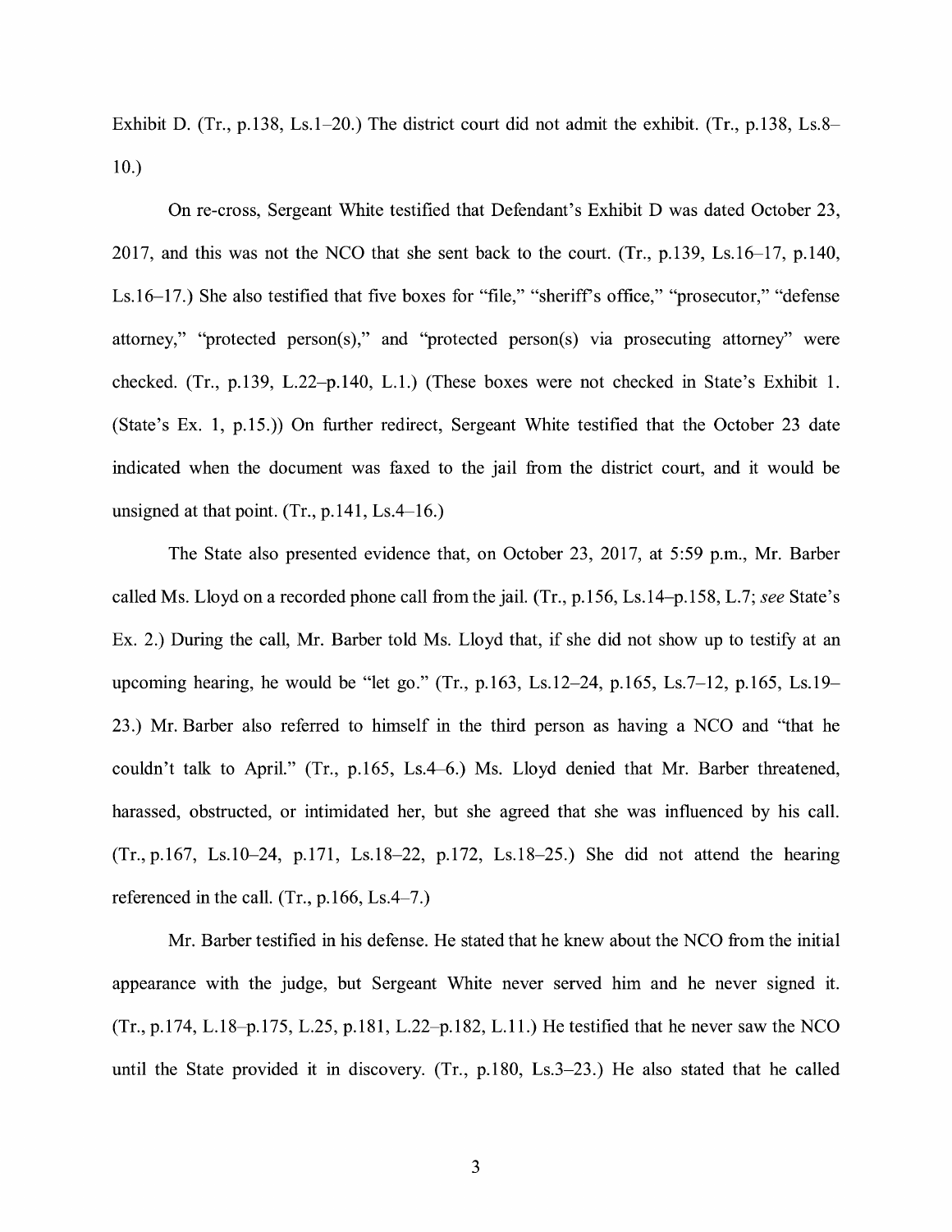Exhibit D. (Tr., p.138, Ls.1–20.) The district court did not admit the exhibit. (Tr., p.138, Ls.8–10.)

On re-cross, Sergeant White testified that Defendant's Exhibit D was dated October 23, 2017, and this was not the NCO that she sent back to the court. (Tr., p.139, Ls.16–17, p.140, Ls.16–17.) She also testified that five boxes for "file," "sheriff's office," "prosecutor," "defense attorney," "protected person(s)," and "protected person(s) via prosecuting attorney" were checked. (Tr., p.139, L.22–p.140, L.1.) (These boxes were not checked in State's Exhibit 1. (State's Ex. 1, p.15.)) On further redirect, Sergeant White testified that the October 23 date indicated when the document was faxed to the jail from the district court, and it would be unsigned at that point. (Tr., p.141, Ls.4–16.)

The State also presented evidence that, on October 23, 2017, at 5:59 p.m., Mr. Barber called Ms. Lloyd on a recorded phone call from the jail. (Tr., p.156, Ls.14–p.158, L.7; *see* State's Ex. 2.) During the call, Mr. Barber told Ms. Lloyd that, if she did not show up to testify at an upcoming hearing, he would be "let go." (Tr., p.163, Ls.12–24, p.165, Ls.7–12, p.165, Ls.19–23.) Mr. Barber also referred to himself in the third person as having a NCO and "that he couldn't talk to April." (Tr., p.165, Ls.4–6.) Ms. Lloyd denied that Mr. Barber threatened, harassed, obstructed, or intimidated her, but she agreed that she was influenced by his call. (Tr., p.167, Ls.10–24, p.171, Ls.18–22, p.172, Ls.18–25.) She did not attend the hearing referenced in the call. (Tr., p.166, Ls.4–7.)

Mr. Barber testified in his defense. He stated that he knew about the NCO from the initial appearance with the judge, but Sergeant White never served him and he never signed it. (Tr., p.174, L.18–p.175, L.25, p.181, L.22–p.182, L.11.) He testified that he never saw the NCO until the State provided it in discovery. (Tr., p.180, Ls.3–23.) He also stated that he called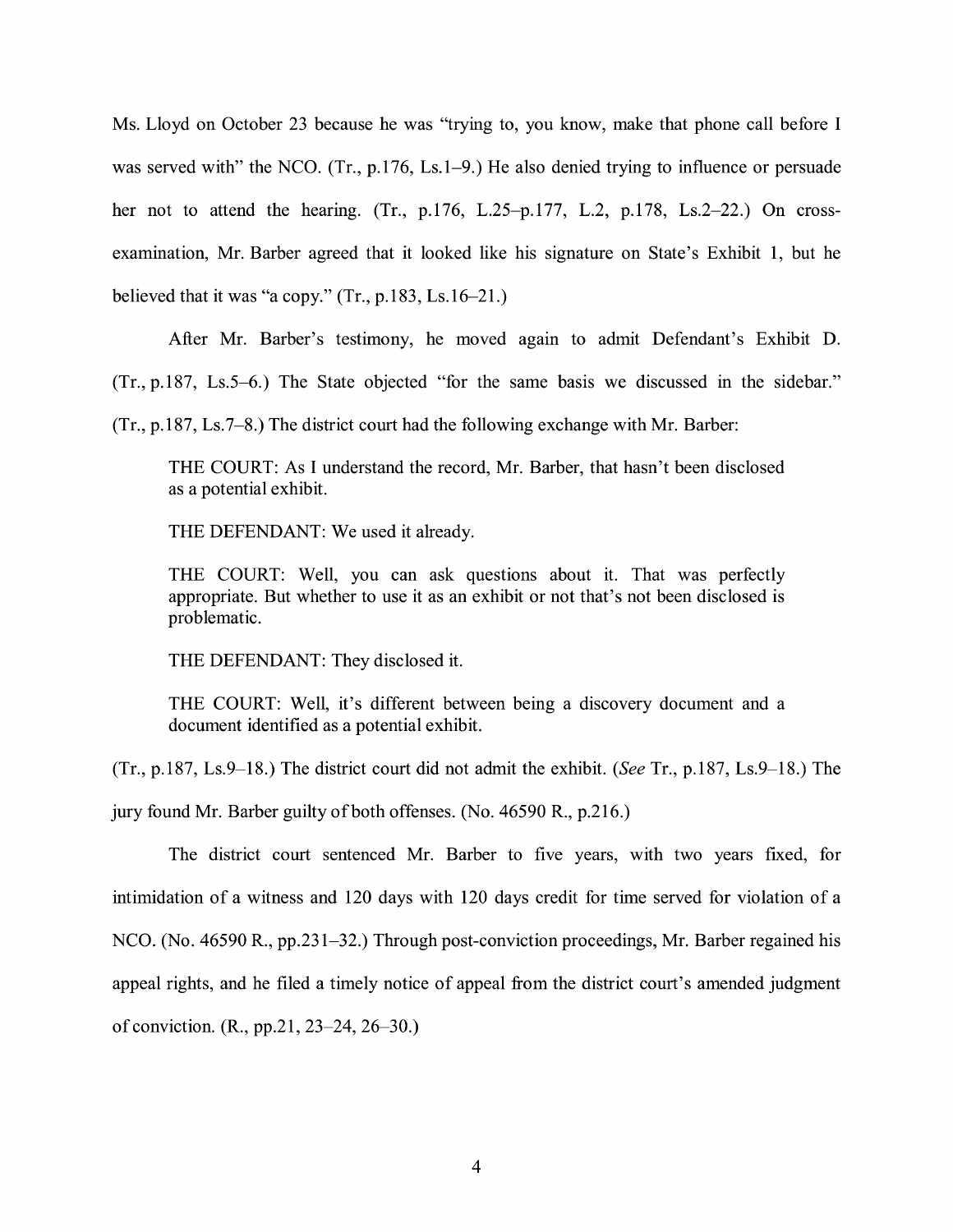Ms. Lloyd on October 23 because he was "trying to, you know, make that phone call before I was served with" the NCO. (Tr., p.176, Ls.1–9.) He also denied trying to influence or persuade her not to attend the hearing. (Tr., p.176, L.25–p.177, L.2, p.178, Ls.2–22.) On cross-examination, Mr. Barber agreed that it looked like his signature on State's Exhibit 1, but he believed that it was "a copy." (Tr., p.183, Ls.16–21.)

After Mr. Barber's testimony, he moved again to admit Defendant's Exhibit D. (Tr., p.187, Ls.5–6.) The State objected "for the same basis we discussed in the sidebar." (Tr., p.187, Ls.7–8.) The district court had the following exchange with Mr. Barber:

> THE COURT: As I understand the record, Mr. Barber, that hasn't been disclosed as a potential exhibit.
>
> THE DEFENDANT: We used it already.
>
> THE COURT: Well, you can ask questions about it. That was perfectly appropriate. But whether to use it as an exhibit or not that's not been disclosed is problematic.
>
> THE DEFENDANT: They disclosed it.
>
> THE COURT: Well, it's different between being a discovery document and a document identified as a potential exhibit.

(Tr., p.187, Ls.9–18.) The district court did not admit the exhibit. (*See* Tr., p.187, Ls.9–18.) The jury found Mr. Barber guilty of both offenses. (No. 46590 R., p.216.)

The district court sentenced Mr. Barber to five years, with two years fixed, for intimidation of a witness and 120 days with 120 days credit for time served for violation of a NCO. (No. 46590 R., pp.231–32.) Through post-conviction proceedings, Mr. Barber regained his appeal rights, and he filed a timely notice of appeal from the district court's amended judgment of conviction. (R., pp.21, 23–24, 26–30.)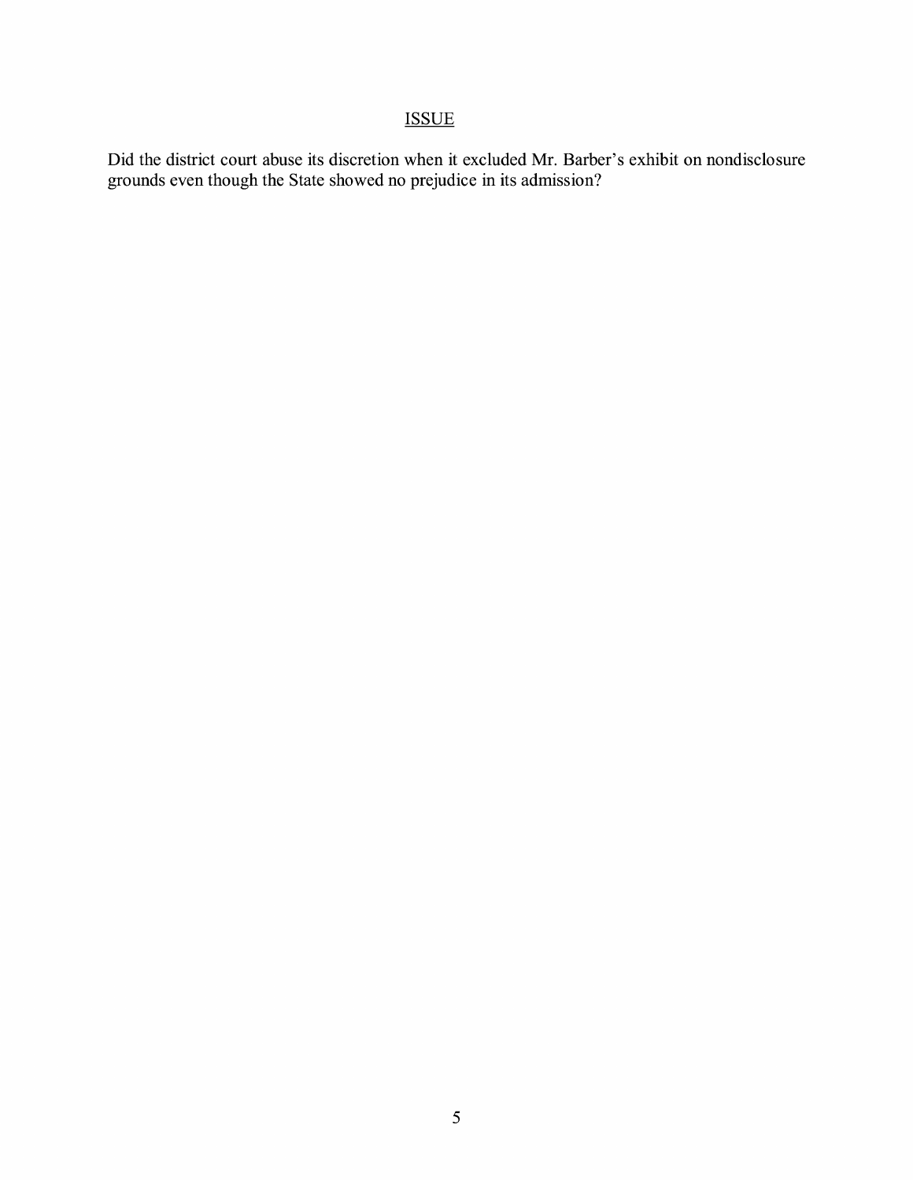## ISSUE

Did the district court abuse its discretion when it excluded Mr. Barber's exhibit on nondisclosure grounds even though the State showed no prejudice in its admission?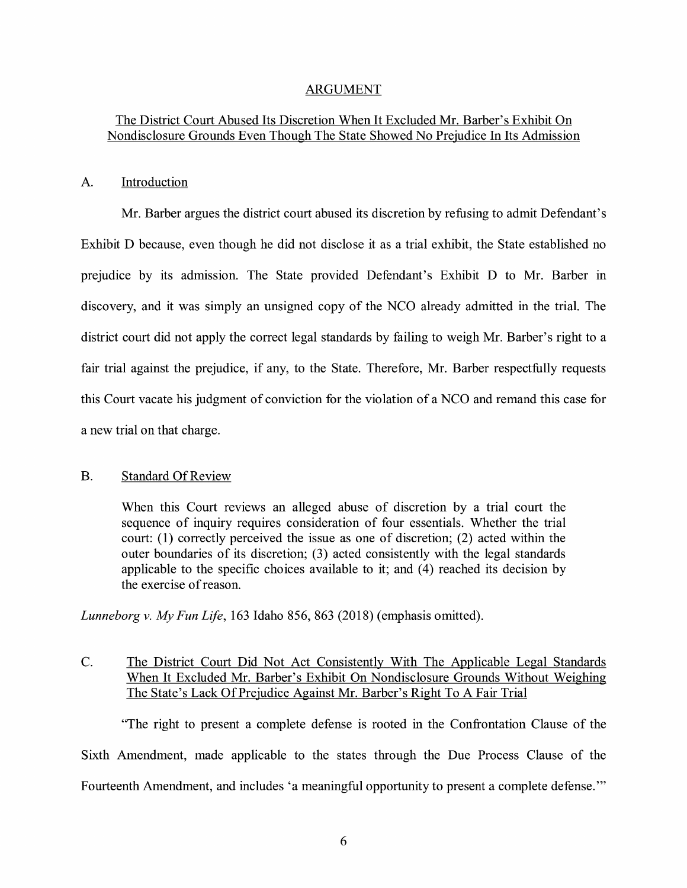## ARGUMENT

### The District Court Abused Its Discretion When It Excluded Mr. Barber's Exhibit On Nondisclosure Grounds Even Though The State Showed No Prejudice In Its Admission

#### A. Introduction

Mr. Barber argues the district court abused its discretion by refusing to admit Defendant's Exhibit D because, even though he did not disclose it as a trial exhibit, the State established no prejudice by its admission. The State provided Defendant's Exhibit D to Mr. Barber in discovery, and it was simply an unsigned copy of the NCO already admitted in the trial. The district court did not apply the correct legal standards by failing to weigh Mr. Barber's right to a fair trial against the prejudice, if any, to the State. Therefore, Mr. Barber respectfully requests this Court vacate his judgment of conviction for the violation of a NCO and remand this case for a new trial on that charge.

#### B. Standard Of Review

> When this Court reviews an alleged abuse of discretion by a trial court the sequence of inquiry requires consideration of four essentials. Whether the trial court: (1) correctly perceived the issue as one of discretion; (2) acted within the outer boundaries of its discretion; (3) acted consistently with the legal standards applicable to the specific choices available to it; and (4) reached its decision by the exercise of reason.

*Lunneborg v. My Fun Life*, 163 Idaho 856, 863 (2018) (emphasis omitted).

#### C. The District Court Did Not Act Consistently With The Applicable Legal Standards When It Excluded Mr. Barber's Exhibit On Nondisclosure Grounds Without Weighing The State's Lack Of Prejudice Against Mr. Barber's Right To A Fair Trial

"The right to present a complete defense is rooted in the Confrontation Clause of the Sixth Amendment, made applicable to the states through the Due Process Clause of the Fourteenth Amendment, and includes 'a meaningful opportunity to present a complete defense.'"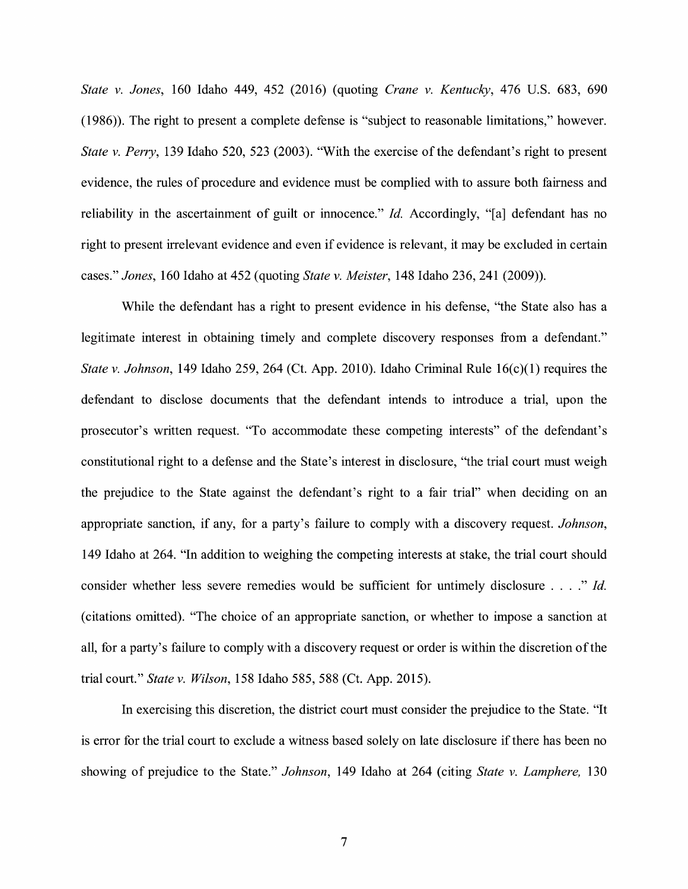*State v. Jones*, 160 Idaho 449, 452 (2016) (quoting *Crane v. Kentucky*, 476 U.S. 683, 690 (1986)). The right to present a complete defense is "subject to reasonable limitations," however. *State v. Perry*, 139 Idaho 520, 523 (2003). "With the exercise of the defendant's right to present evidence, the rules of procedure and evidence must be complied with to assure both fairness and reliability in the ascertainment of guilt or innocence." *Id.* Accordingly, "[a] defendant has no right to present irrelevant evidence and even if evidence is relevant, it may be excluded in certain cases." *Jones*, 160 Idaho at 452 (quoting *State v. Meister*, 148 Idaho 236, 241 (2009)).

While the defendant has a right to present evidence in his defense, "the State also has a legitimate interest in obtaining timely and complete discovery responses from a defendant." *State v. Johnson*, 149 Idaho 259, 264 (Ct. App. 2010). Idaho Criminal Rule 16(c)(1) requires the defendant to disclose documents that the defendant intends to introduce a trial, upon the prosecutor's written request. "To accommodate these competing interests" of the defendant's constitutional right to a defense and the State's interest in disclosure, "the trial court must weigh the prejudice to the State against the defendant's right to a fair trial" when deciding on an appropriate sanction, if any, for a party's failure to comply with a discovery request. *Johnson*, 149 Idaho at 264. "In addition to weighing the competing interests at stake, the trial court should consider whether less severe remedies would be sufficient for untimely disclosure . . . ." *Id.* (citations omitted). "The choice of an appropriate sanction, or whether to impose a sanction at all, for a party's failure to comply with a discovery request or order is within the discretion of the trial court." *State v. Wilson*, 158 Idaho 585, 588 (Ct. App. 2015).

In exercising this discretion, the district court must consider the prejudice to the State. "It is error for the trial court to exclude a witness based solely on late disclosure if there has been no showing of prejudice to the State." *Johnson*, 149 Idaho at 264 (citing *State v. Lamphere,* 130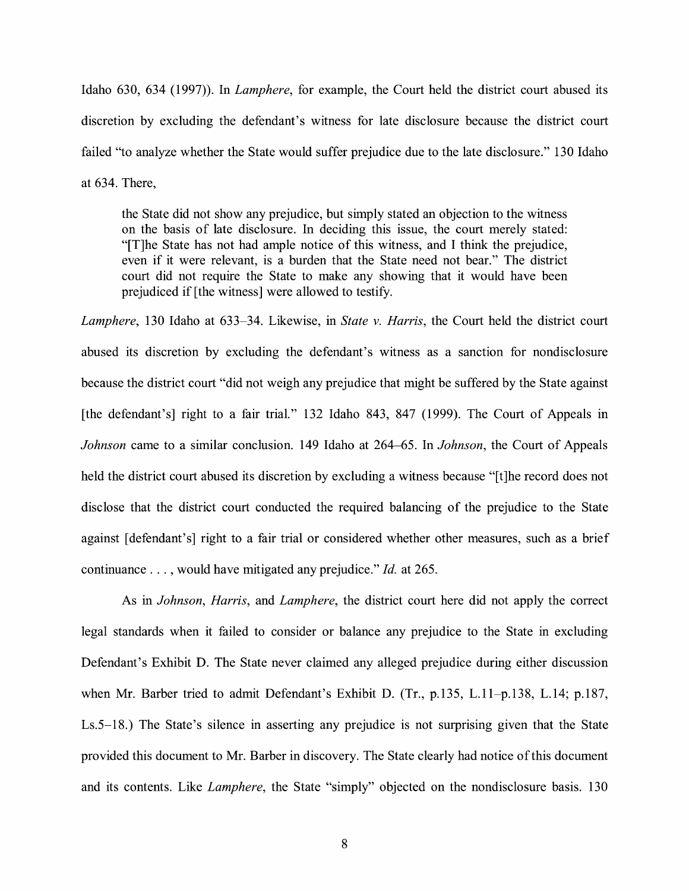Idaho 630, 634 (1997)). In *Lamphere*, for example, the Court held the district court abused its discretion by excluding the defendant's witness for late disclosure because the district court failed "to analyze whether the State would suffer prejudice due to the late disclosure." 130 Idaho at 634. There,

> the State did not show any prejudice, but simply stated an objection to the witness on the basis of late disclosure. In deciding this issue, the court merely stated: "[T]he State has not had ample notice of this witness, and I think the prejudice, even if it were relevant, is a burden that the State need not bear." The district court did not require the State to make any showing that it would have been prejudiced if [the witness] were allowed to testify.

*Lamphere*, 130 Idaho at 633–34. Likewise, in *State v. Harris*, the Court held the district court abused its discretion by excluding the defendant's witness as a sanction for nondisclosure because the district court "did not weigh any prejudice that might be suffered by the State against [the defendant's] right to a fair trial." 132 Idaho 843, 847 (1999). The Court of Appeals in *Johnson* came to a similar conclusion. 149 Idaho at 264–65. In *Johnson*, the Court of Appeals held the district court abused its discretion by excluding a witness because "[t]he record does not disclose that the district court conducted the required balancing of the prejudice to the State against [defendant's] right to a fair trial or considered whether other measures, such as a brief continuance . . . , would have mitigated any prejudice." *Id.* at 265.

As in *Johnson*, *Harris*, and *Lamphere*, the district court here did not apply the correct legal standards when it failed to consider or balance any prejudice to the State in excluding Defendant's Exhibit D. The State never claimed any alleged prejudice during either discussion when Mr. Barber tried to admit Defendant's Exhibit D. (Tr., p.135, L.11–p.138, L.14; p.187, Ls.5–18.) The State's silence in asserting any prejudice is not surprising given that the State provided this document to Mr. Barber in discovery. The State clearly had notice of this document and its contents. Like *Lamphere*, the State "simply" objected on the nondisclosure basis. 130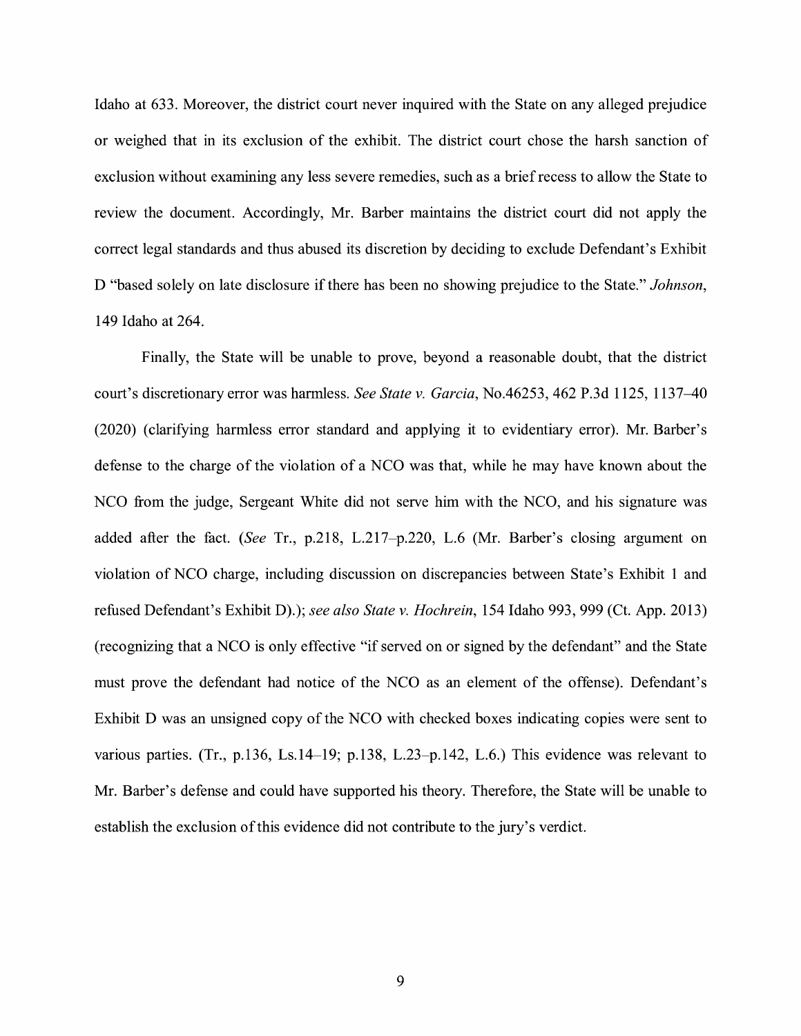Idaho at 633. Moreover, the district court never inquired with the State on any alleged prejudice or weighed that in its exclusion of the exhibit. The district court chose the harsh sanction of exclusion without examining any less severe remedies, such as a brief recess to allow the State to review the document. Accordingly, Mr. Barber maintains the district court did not apply the correct legal standards and thus abused its discretion by deciding to exclude Defendant's Exhibit D "based solely on late disclosure if there has been no showing prejudice to the State." *Johnson*, 149 Idaho at 264.

Finally, the State will be unable to prove, beyond a reasonable doubt, that the district court's discretionary error was harmless. *See State v. Garcia*, No.46253, 462 P.3d 1125, 1137–40 (2020) (clarifying harmless error standard and applying it to evidentiary error). Mr. Barber's defense to the charge of the violation of a NCO was that, while he may have known about the NCO from the judge, Sergeant White did not serve him with the NCO, and his signature was added after the fact. (*See* Tr., p.218, L.217–p.220, L.6 (Mr. Barber's closing argument on violation of NCO charge, including discussion on discrepancies between State's Exhibit 1 and refused Defendant's Exhibit D).); *see also State v. Hochrein*, 154 Idaho 993, 999 (Ct. App. 2013) (recognizing that a NCO is only effective "if served on or signed by the defendant" and the State must prove the defendant had notice of the NCO as an element of the offense). Defendant's Exhibit D was an unsigned copy of the NCO with checked boxes indicating copies were sent to various parties. (Tr., p.136, Ls.14–19; p.138, L.23–p.142, L.6.) This evidence was relevant to Mr. Barber's defense and could have supported his theory. Therefore, the State will be unable to establish the exclusion of this evidence did not contribute to the jury's verdict.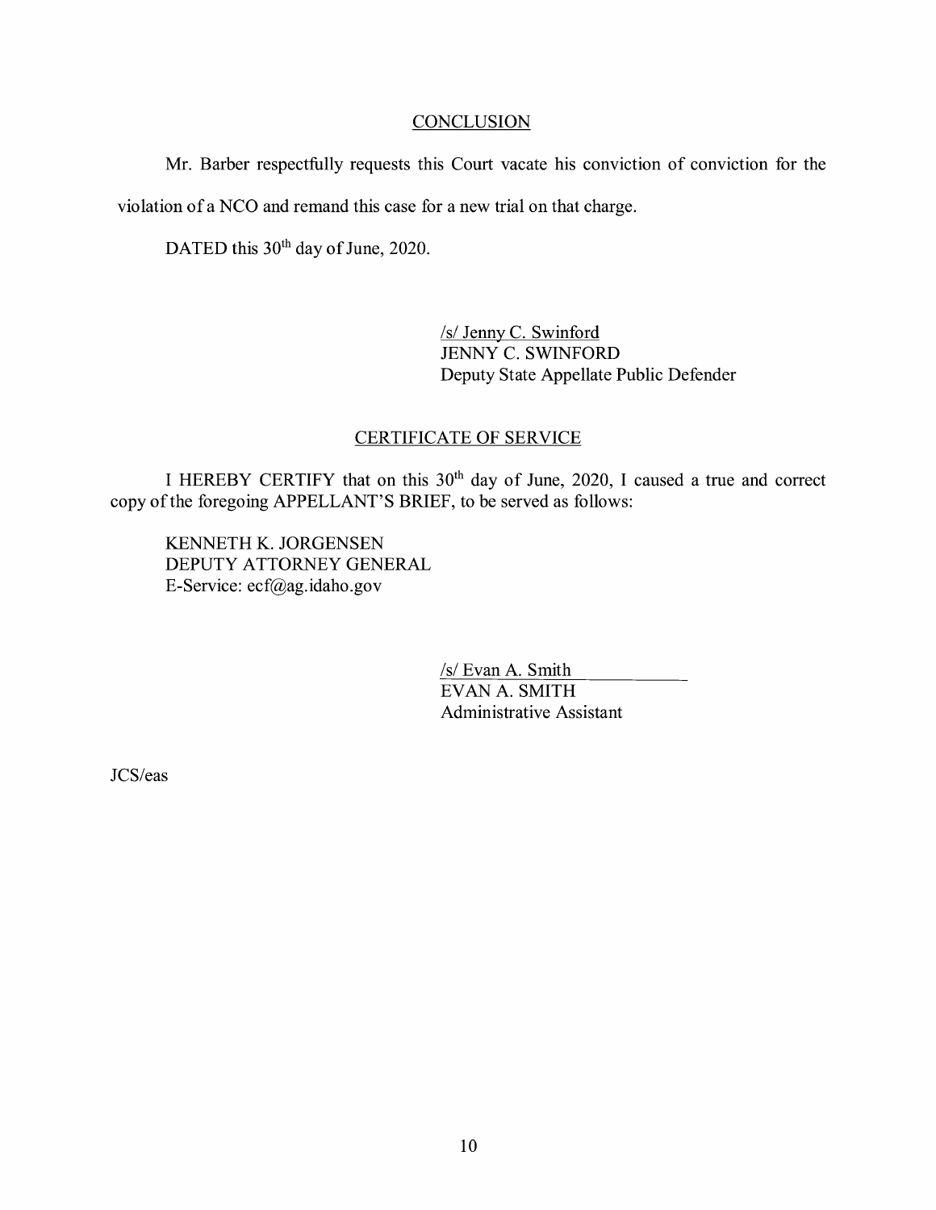## CONCLUSION

Mr. Barber respectfully requests this Court vacate his conviction of conviction for the violation of a NCO and remand this case for a new trial on that charge.

DATED this 30th day of June, 2020.

/s/ Jenny C. Swinford
JENNY C. SWINFORD
Deputy State Appellate Public Defender

## CERTIFICATE OF SERVICE

I HEREBY CERTIFY that on this 30th day of June, 2020, I caused a true and correct copy of the foregoing APPELLANT'S BRIEF, to be served as follows:

KENNETH K. JORGENSEN
DEPUTY ATTORNEY GENERAL
E-Service: ecf@ag.idaho.gov

/s/ Evan A. Smith
EVAN A. SMITH
Administrative Assistant

JCS/eas